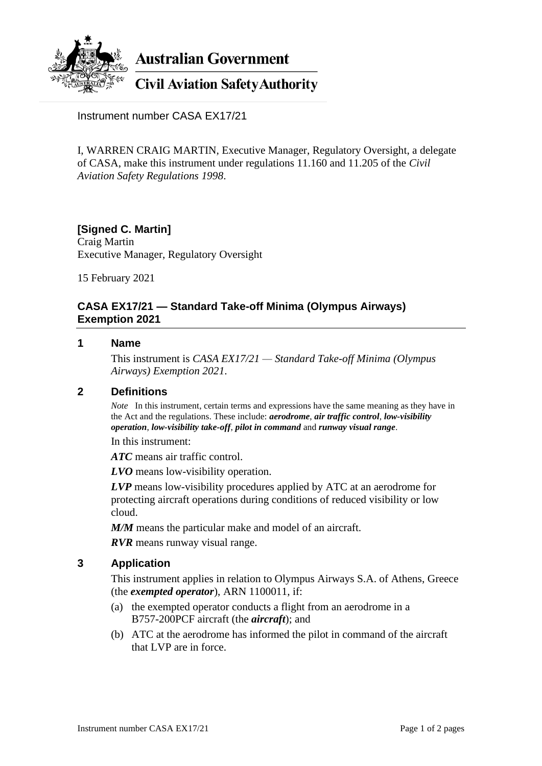Australian Government

Civil Aviation Safety Authority

Instrument number CASA EX17/21

I, WARREN CRAIG MARTIN, Executive Manager, Regulatory Oversight, a delegate of CASA, make this instrument under regulations 11.160 and 11.205 of the *Civil Aviation Safety Regulations 1998*.

**[Signed C. Martin]**
Craig Martin
Executive Manager, Regulatory Oversight

15 February 2021

## CASA EX17/21 — Standard Take-off Minima (Olympus Airways) Exemption 2021

### 1 Name

This instrument is *CASA EX17/21 — Standard Take-off Minima (Olympus Airways) Exemption 2021*.

### 2 Definitions

*Note* In this instrument, certain terms and expressions have the same meaning as they have in the Act and the regulations. These include: ***aerodrome***, ***air traffic control***, ***low-visibility operation***, ***low-visibility take-off***, ***pilot in command*** and ***runway visual range***.

In this instrument:

***ATC*** means air traffic control.

***LVO*** means low-visibility operation.

***LVP*** means low-visibility procedures applied by ATC at an aerodrome for protecting aircraft operations during conditions of reduced visibility or low cloud.

***M/M*** means the particular make and model of an aircraft.

***RVR*** means runway visual range.

### 3 Application

This instrument applies in relation to Olympus Airways S.A. of Athens, Greece (the ***exempted operator***), ARN 1100011, if:

(a) the exempted operator conducts a flight from an aerodrome in a B757-200PCF aircraft (the ***aircraft***); and

(b) ATC at the aerodrome has informed the pilot in command of the aircraft that LVP are in force.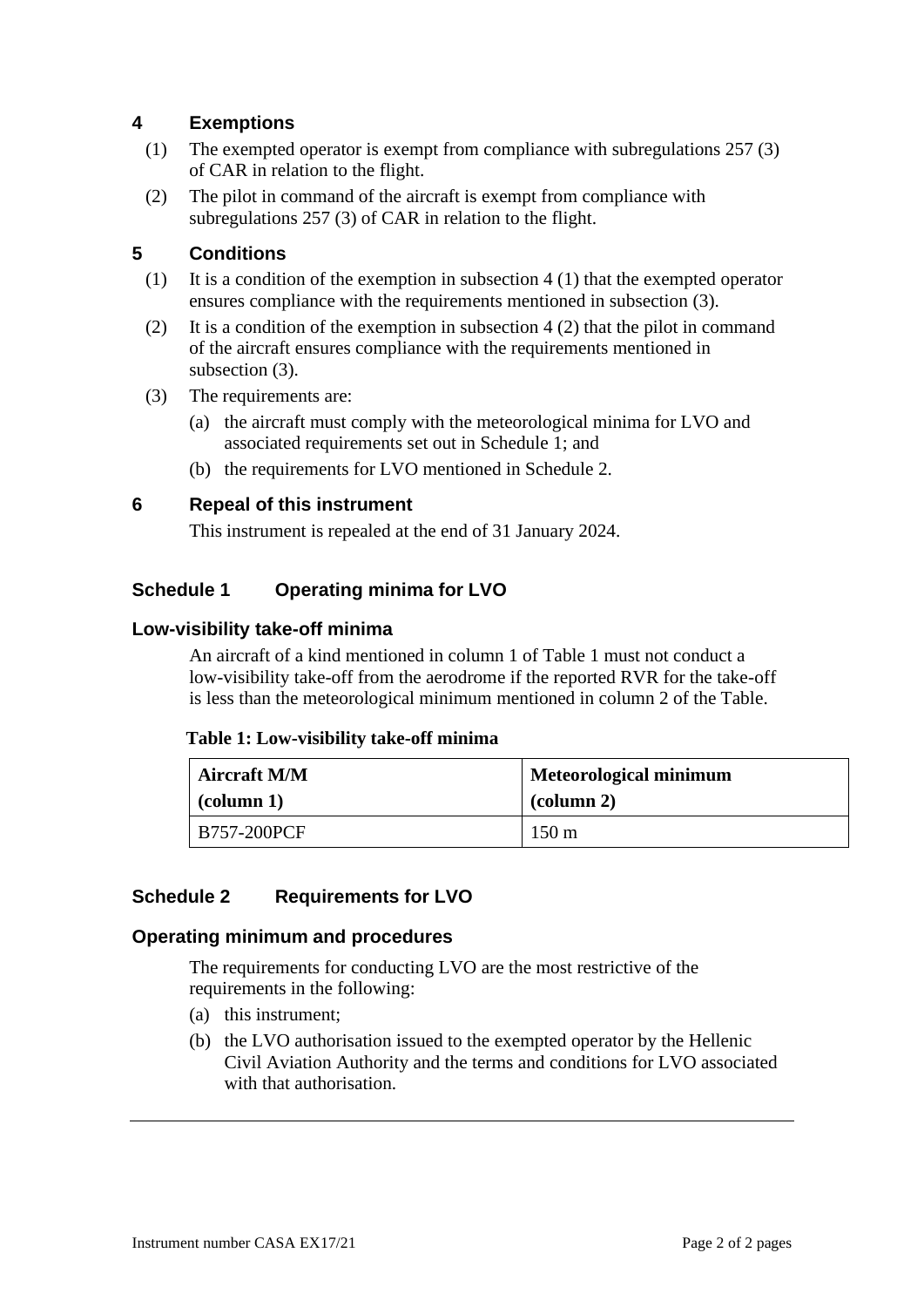## 4 Exemptions

(1) The exempted operator is exempt from compliance with subregulations 257 (3) of CAR in relation to the flight.

(2) The pilot in command of the aircraft is exempt from compliance with subregulations 257 (3) of CAR in relation to the flight.

## 5 Conditions

(1) It is a condition of the exemption in subsection 4 (1) that the exempted operator ensures compliance with the requirements mentioned in subsection (3).

(2) It is a condition of the exemption in subsection 4 (2) that the pilot in command of the aircraft ensures compliance with the requirements mentioned in subsection (3).

(3) The requirements are:

(a) the aircraft must comply with the meteorological minima for LVO and associated requirements set out in Schedule 1; and

(b) the requirements for LVO mentioned in Schedule 2.

## 6 Repeal of this instrument

This instrument is repealed at the end of 31 January 2024.

## Schedule 1 Operating minima for LVO

### Low-visibility take-off minima

An aircraft of a kind mentioned in column 1 of Table 1 must not conduct a low-visibility take-off from the aerodrome if the reported RVR for the take-off is less than the meteorological minimum mentioned in column 2 of the Table.

**Table 1: Low-visibility take-off minima**

| Aircraft M/M (column 1) | Meteorological minimum (column 2) |
|---|---|
| B757-200PCF | 150 m |

## Schedule 2 Requirements for LVO

### Operating minimum and procedures

The requirements for conducting LVO are the most restrictive of the requirements in the following:

(a) this instrument;

(b) the LVO authorisation issued to the exempted operator by the Hellenic Civil Aviation Authority and the terms and conditions for LVO associated with that authorisation.